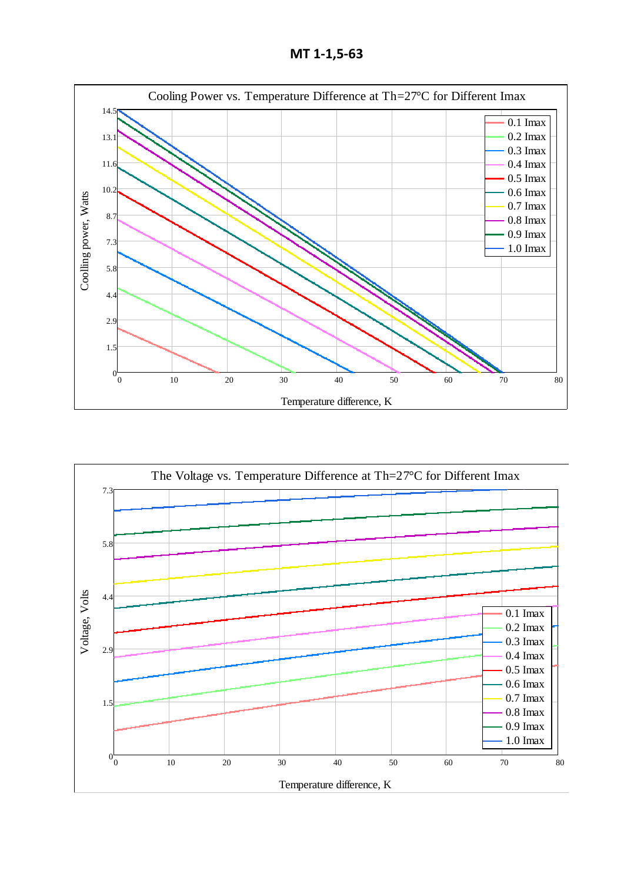**MT 1-1,5-63**

Cooling Power vs. Temperature Difference at Th=27°C for Different Imax

Coolling power, Watts

Temperature difference, K

0.1 Imax
0.2 Imax
0.3 Imax
0.4 Imax
0.5 Imax
0.6 Imax
0.7 Imax
0.8 Imax
0.9 Imax
1.0 Imax

The Voltage vs. Temperature Difference at Th=27°C for Different Imax

Voltage, Volts

Temperature difference, K

0.1 Imax
0.2 Imax
0.3 Imax
0.4 Imax
0.5 Imax
0.6 Imax
0.7 Imax
0.8 Imax
0.9 Imax
1.0 Imax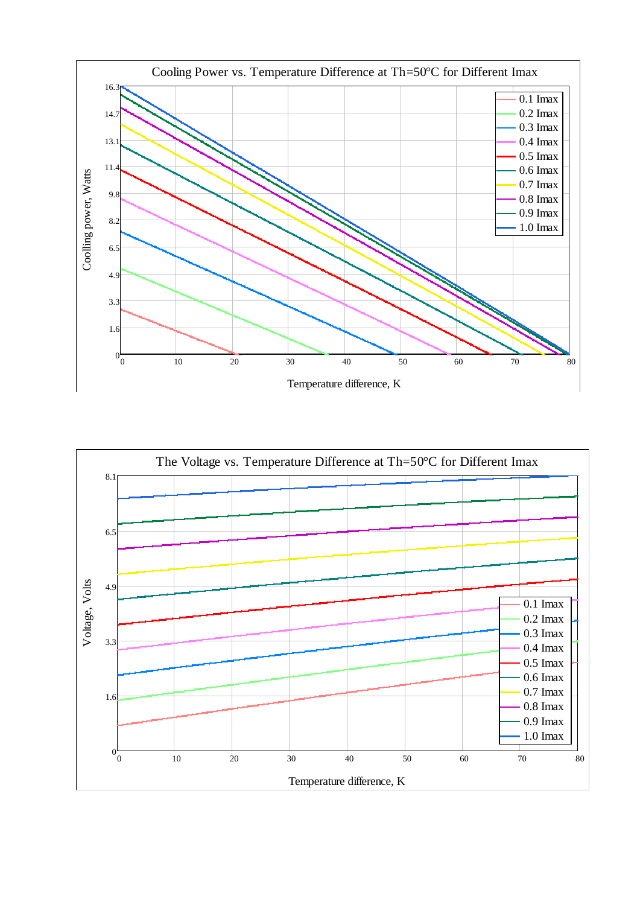Cooling Power vs. Temperature Difference at Th=50°C for Different Imax

Coolling power, Watts

16.3
14.7
13.1
11.4
9.8
8.2
6.5
4.9
3.3
1.6
0

0 10 20 30 40 50 60 70 80

Temperature difference, K

0.1 Imax
0.2 Imax
0.3 Imax
0.4 Imax
0.5 Imax
0.6 Imax
0.7 Imax
0.8 Imax
0.9 Imax
1.0 Imax

The Voltage vs. Temperature Difference at Th=50°C for Different Imax

Voltage, Volts

8.1
6.5
4.9
3.3
1.6
0

0 10 20 30 40 50 60 70 80

Temperature difference, K

0.1 Imax
0.2 Imax
0.3 Imax
0.4 Imax
0.5 Imax
0.6 Imax
0.7 Imax
0.8 Imax
0.9 Imax
1.0 Imax